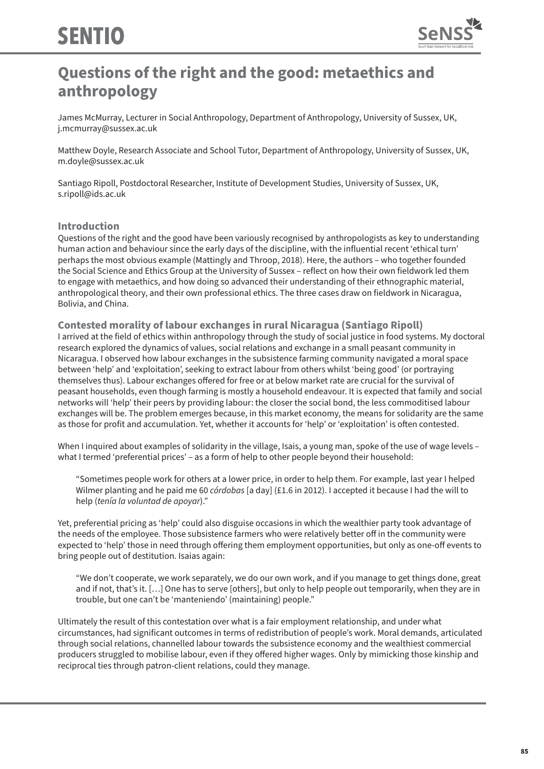# Questions of the right and the good: metaethics and anthropology

James McMurray, Lecturer in Social Anthropology, Department of Anthropology, University of Sussex, UK, j.mcmurray@sussex.ac.uk

Matthew Doyle, Research Associate and School Tutor, Department of Anthropology, University of Sussex, UK, m.doyle@sussex.ac.uk

Santiago Ripoll, Postdoctoral Researcher, Institute of Development Studies, University of Sussex, UK, s.ripoll@ids.ac.uk

## Introduction

Questions of the right and the good have been variously recognised by anthropologists as key to understanding human action and behaviour since the early days of the discipline, with the influential recent 'ethical turn' perhaps the most obvious example (Mattingly and Throop, 2018). Here, the authors – who together founded the Social Science and Ethics Group at the University of Sussex – reflect on how their own fieldwork led them to engage with metaethics, and how doing so advanced their understanding of their ethnographic material, anthropological theory, and their own professional ethics. The three cases draw on fieldwork in Nicaragua, Bolivia, and China.

## Contested morality of labour exchanges in rural Nicaragua (Santiago Ripoll)

I arrived at the field of ethics within anthropology through the study of social justice in food systems. My doctoral research explored the dynamics of values, social relations and exchange in a small peasant community in Nicaragua. I observed how labour exchanges in the subsistence farming community navigated a moral space between 'help' and 'exploitation', seeking to extract labour from others whilst 'being good' (or portraying themselves thus). Labour exchanges offered for free or at below market rate are crucial for the survival of peasant households, even though farming is mostly a household endeavour. It is expected that family and social networks will 'help' their peers by providing labour: the closer the social bond, the less commoditised labour exchanges will be. The problem emerges because, in this market economy, the means for solidarity are the same as those for profit and accumulation. Yet, whether it accounts for 'help' or 'exploitation' is often contested.

When I inquired about examples of solidarity in the village, Isais, a young man, spoke of the use of wage levels – what I termed 'preferential prices' – as a form of help to other people beyond their household:

> "Sometimes people work for others at a lower price, in order to help them. For example, last year I helped Wilmer planting and he paid me 60 *córdobas* [a day] (£1.6 in 2012). I accepted it because I had the will to help (*tenía la voluntad de apoyar*)."

Yet, preferential pricing as 'help' could also disguise occasions in which the wealthier party took advantage of the needs of the employee. Those subsistence farmers who were relatively better off in the community were expected to 'help' those in need through offering them employment opportunities, but only as one-off events to bring people out of destitution. Isaias again:

> "We don't cooperate, we work separately, we do our own work, and if you manage to get things done, great and if not, that's it. […] One has to serve [others], but only to help people out temporarily, when they are in trouble, but one can't be 'manteniendo' (maintaining) people."

Ultimately the result of this contestation over what is a fair employment relationship, and under what circumstances, had significant outcomes in terms of redistribution of people's work. Moral demands, articulated through social relations, channelled labour towards the subsistence economy and the wealthiest commercial producers struggled to mobilise labour, even if they offered higher wages. Only by mimicking those kinship and reciprocal ties through patron-client relations, could they manage.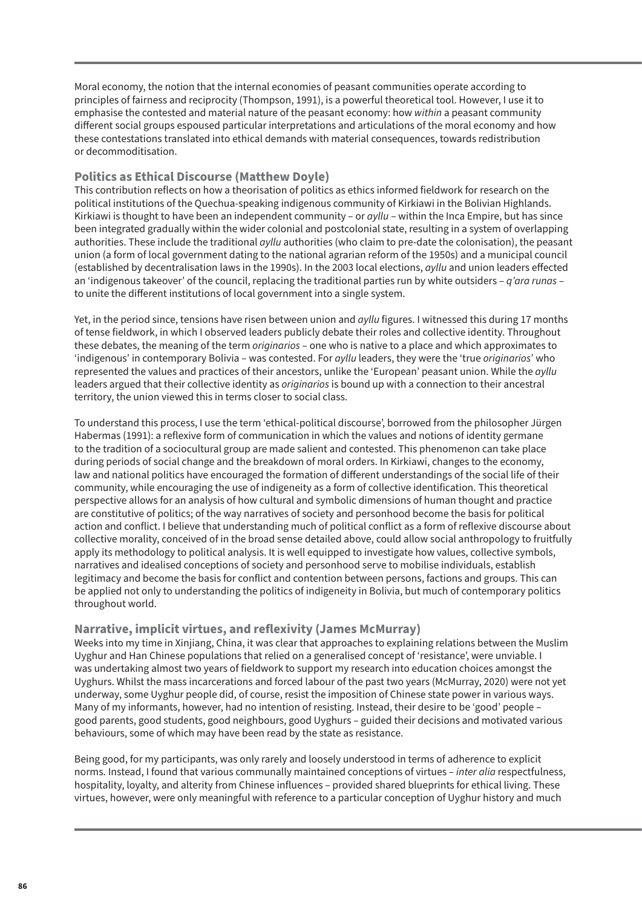Moral economy, the notion that the internal economies of peasant communities operate according to principles of fairness and reciprocity (Thompson, 1991), is a powerful theoretical tool. However, I use it to emphasise the contested and material nature of the peasant economy: how *within* a peasant community different social groups espoused particular interpretations and articulations of the moral economy and how these contestations translated into ethical demands with material consequences, towards redistribution or decommoditisation.

## Politics as Ethical Discourse (Matthew Doyle)

This contribution reflects on how a theorisation of politics as ethics informed fieldwork for research on the political institutions of the Quechua-speaking indigenous community of Kirkiawi in the Bolivian Highlands. Kirkiawi is thought to have been an independent community – or *ayllu* – within the Inca Empire, but has since been integrated gradually within the wider colonial and postcolonial state, resulting in a system of overlapping authorities. These include the traditional *ayllu* authorities (who claim to pre-date the colonisation), the peasant union (a form of local government dating to the national agrarian reform of the 1950s) and a municipal council (established by decentralisation laws in the 1990s). In the 2003 local elections, *ayllu* and union leaders effected an 'indigenous takeover' of the council, replacing the traditional parties run by white outsiders – *q'ara runas* – to unite the different institutions of local government into a single system.

Yet, in the period since, tensions have risen between union and *ayllu* figures. I witnessed this during 17 months of tense fieldwork, in which I observed leaders publicly debate their roles and collective identity. Throughout these debates, the meaning of the term *originarios* – one who is native to a place and which approximates to 'indigenous' in contemporary Bolivia – was contested. For *ayllu* leaders, they were the 'true *originarios*' who represented the values and practices of their ancestors, unlike the 'European' peasant union. While the *ayllu* leaders argued that their collective identity as *originarios* is bound up with a connection to their ancestral territory, the union viewed this in terms closer to social class.

To understand this process, I use the term 'ethical-political discourse', borrowed from the philosopher Jürgen Habermas (1991): a reflexive form of communication in which the values and notions of identity germane to the tradition of a sociocultural group are made salient and contested. This phenomenon can take place during periods of social change and the breakdown of moral orders. In Kirkiawi, changes to the economy, law and national politics have encouraged the formation of different understandings of the social life of their community, while encouraging the use of indigeneity as a form of collective identification. This theoretical perspective allows for an analysis of how cultural and symbolic dimensions of human thought and practice are constitutive of politics; of the way narratives of society and personhood become the basis for political action and conflict. I believe that understanding much of political conflict as a form of reflexive discourse about collective morality, conceived of in the broad sense detailed above, could allow social anthropology to fruitfully apply its methodology to political analysis. It is well equipped to investigate how values, collective symbols, narratives and idealised conceptions of society and personhood serve to mobilise individuals, establish legitimacy and become the basis for conflict and contention between persons, factions and groups. This can be applied not only to understanding the politics of indigeneity in Bolivia, but much of contemporary politics throughout world.

## Narrative, implicit virtues, and reflexivity (James McMurray)

Weeks into my time in Xinjiang, China, it was clear that approaches to explaining relations between the Muslim Uyghur and Han Chinese populations that relied on a generalised concept of 'resistance', were unviable. I was undertaking almost two years of fieldwork to support my research into education choices amongst the Uyghurs. Whilst the mass incarcerations and forced labour of the past two years (McMurray, 2020) were not yet underway, some Uyghur people did, of course, resist the imposition of Chinese state power in various ways. Many of my informants, however, had no intention of resisting. Instead, their desire to be 'good' people – good parents, good students, good neighbours, good Uyghurs – guided their decisions and motivated various behaviours, some of which may have been read by the state as resistance.

Being good, for my participants, was only rarely and loosely understood in terms of adherence to explicit norms. Instead, I found that various communally maintained conceptions of virtues – *inter alia* respectfulness, hospitality, loyalty, and alterity from Chinese influences – provided shared blueprints for ethical living. These virtues, however, were only meaningful with reference to a particular conception of Uyghur history and much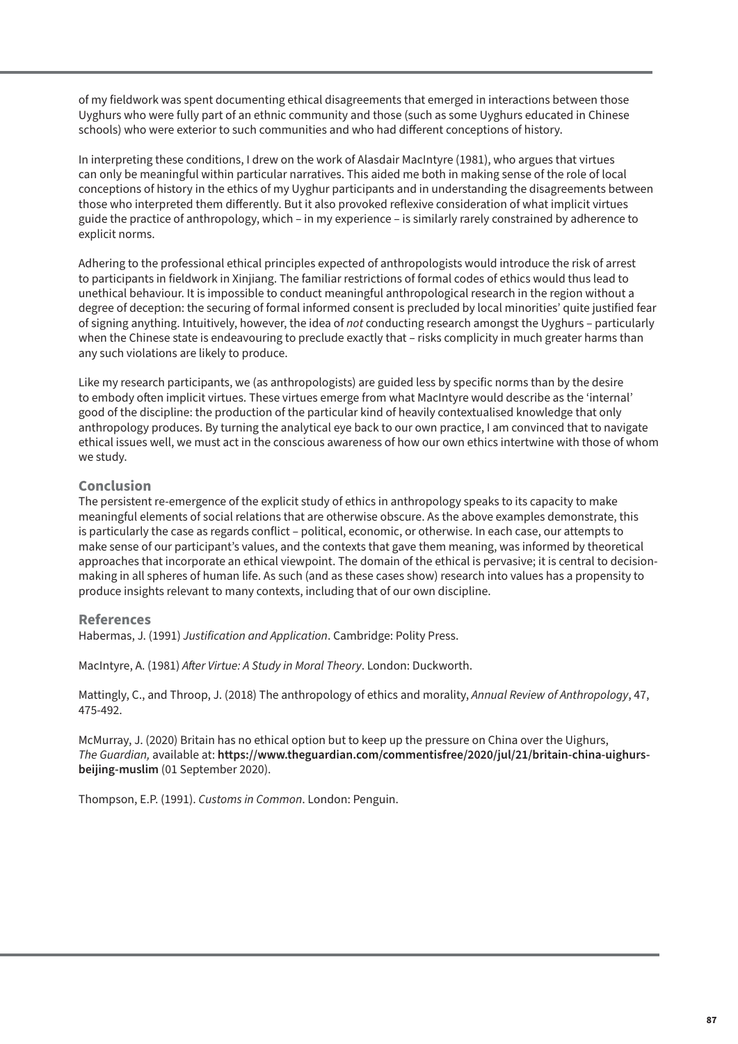of my fieldwork was spent documenting ethical disagreements that emerged in interactions between those Uyghurs who were fully part of an ethnic community and those (such as some Uyghurs educated in Chinese schools) who were exterior to such communities and who had different conceptions of history.

In interpreting these conditions, I drew on the work of Alasdair MacIntyre (1981), who argues that virtues can only be meaningful within particular narratives. This aided me both in making sense of the role of local conceptions of history in the ethics of my Uyghur participants and in understanding the disagreements between those who interpreted them differently. But it also provoked reflexive consideration of what implicit virtues guide the practice of anthropology, which – in my experience – is similarly rarely constrained by adherence to explicit norms.

Adhering to the professional ethical principles expected of anthropologists would introduce the risk of arrest to participants in fieldwork in Xinjiang. The familiar restrictions of formal codes of ethics would thus lead to unethical behaviour. It is impossible to conduct meaningful anthropological research in the region without a degree of deception: the securing of formal informed consent is precluded by local minorities' quite justified fear of signing anything. Intuitively, however, the idea of *not* conducting research amongst the Uyghurs – particularly when the Chinese state is endeavouring to preclude exactly that – risks complicity in much greater harms than any such violations are likely to produce.

Like my research participants, we (as anthropologists) are guided less by specific norms than by the desire to embody often implicit virtues. These virtues emerge from what MacIntyre would describe as the 'internal' good of the discipline: the production of the particular kind of heavily contextualised knowledge that only anthropology produces. By turning the analytical eye back to our own practice, I am convinced that to navigate ethical issues well, we must act in the conscious awareness of how our own ethics intertwine with those of whom we study.

## Conclusion

The persistent re-emergence of the explicit study of ethics in anthropology speaks to its capacity to make meaningful elements of social relations that are otherwise obscure. As the above examples demonstrate, this is particularly the case as regards conflict – political, economic, or otherwise. In each case, our attempts to make sense of our participant's values, and the contexts that gave them meaning, was informed by theoretical approaches that incorporate an ethical viewpoint. The domain of the ethical is pervasive; it is central to decision-making in all spheres of human life. As such (and as these cases show) research into values has a propensity to produce insights relevant to many contexts, including that of our own discipline.

## References

Habermas, J. (1991) *Justification and Application*. Cambridge: Polity Press.

MacIntyre, A. (1981) *After Virtue: A Study in Moral Theory*. London: Duckworth.

Mattingly, C., and Throop, J. (2018) The anthropology of ethics and morality, *Annual Review of Anthropology*, 47, 475-492.

McMurray, J. (2020) Britain has no ethical option but to keep up the pressure on China over the Uighurs, *The Guardian,* available at: **https://www.theguardian.com/commentisfree/2020/jul/21/britain-china-uighurs-beijing-muslim** (01 September 2020).

Thompson, E.P. (1991). *Customs in Common*. London: Penguin.